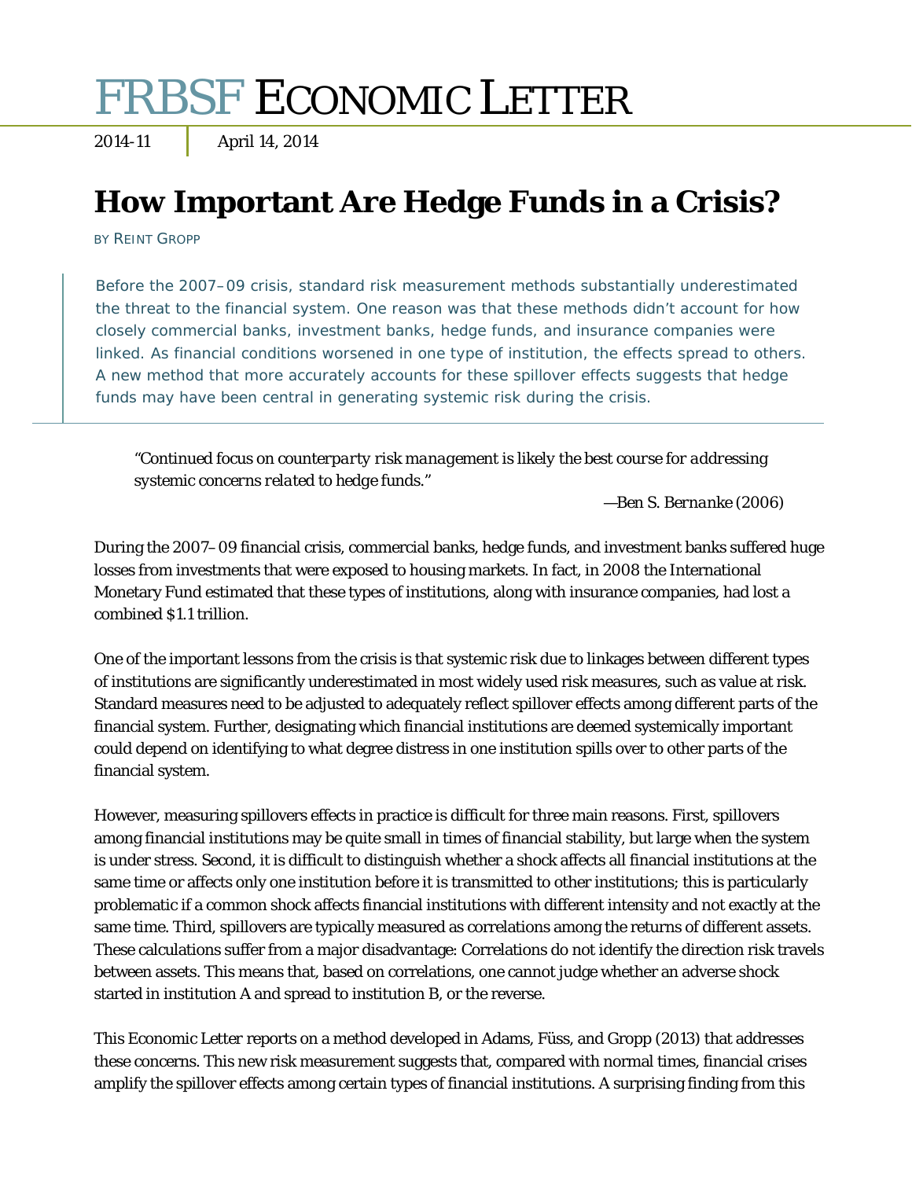# FRBSF ECONOMIC LETTER

2014-11 | April 14, 2014

## How Important Are Hedge Funds in a Crisis?

BY REINT GROPP

Before the 2007–09 crisis, standard risk measurement methods substantially underestimated the threat to the financial system. One reason was that these methods didn't account for how closely commercial banks, investment banks, hedge funds, and insurance companies were linked. As financial conditions worsened in one type of institution, the effects spread to others. A new method that more accurately accounts for these spillover effects suggests that hedge funds may have been central in generating systemic risk during the crisis.

> *"Continued focus on counterparty risk management is likely the best course for addressing systemic concerns related to hedge funds."*
>
> —*Ben S. Bernanke (2006)*

During the 2007–09 financial crisis, commercial banks, hedge funds, and investment banks suffered huge losses from investments that were exposed to housing markets. In fact, in 2008 the International Monetary Fund estimated that these types of institutions, along with insurance companies, had lost a combined $1.1 trillion.

One of the important lessons from the crisis is that systemic risk due to linkages between different types of institutions are significantly underestimated in most widely used risk measures, such as value at risk. Standard measures need to be adjusted to adequately reflect spillover effects among different parts of the financial system. Further, designating which financial institutions are deemed systemically important could depend on identifying to what degree distress in one institution spills over to other parts of the financial system.

However, measuring spillovers effects in practice is difficult for three main reasons. First, spillovers among financial institutions may be quite small in times of financial stability, but large when the system is under stress. Second, it is difficult to distinguish whether a shock affects all financial institutions at the same time or affects only one institution before it is transmitted to other institutions; this is particularly problematic if a common shock affects financial institutions with different intensity and not exactly at the same time. Third, spillovers are typically measured as correlations among the returns of different assets. These calculations suffer from a major disadvantage: Correlations do not identify the direction risk travels between assets. This means that, based on correlations, one cannot judge whether an adverse shock started in institution A and spread to institution B, or the reverse.

This Economic Letter reports on a method developed in Adams, Füss, and Gropp (2013) that addresses these concerns. This new risk measurement suggests that, compared with normal times, financial crises amplify the spillover effects among certain types of financial institutions. A surprising finding from this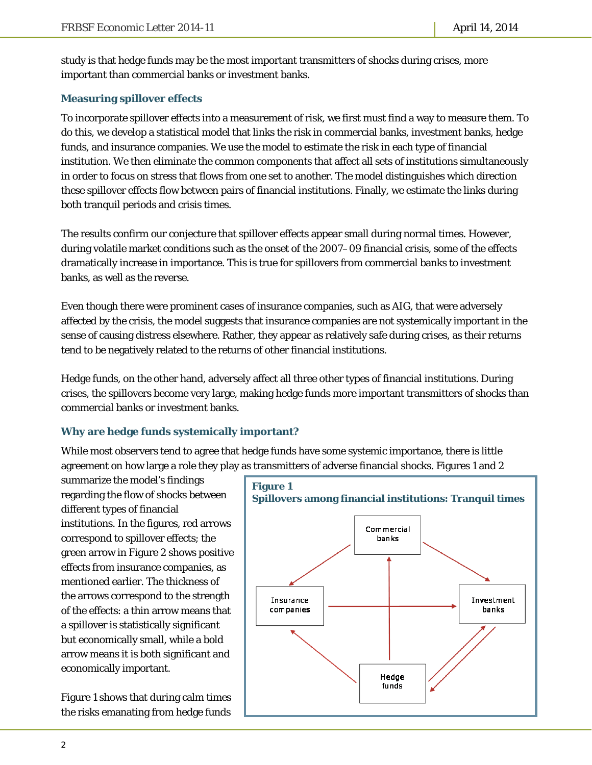study is that hedge funds may be the most important transmitters of shocks during crises, more important than commercial banks or investment banks.

### Measuring spillover effects

To incorporate spillover effects into a measurement of risk, we first must find a way to measure them. To do this, we develop a statistical model that links the risk in commercial banks, investment banks, hedge funds, and insurance companies. We use the model to estimate the risk in each type of financial institution. We then eliminate the common components that affect all sets of institutions simultaneously in order to focus on stress that flows from one set to another. The model distinguishes which direction these spillover effects flow between pairs of financial institutions. Finally, we estimate the links during both tranquil periods and crisis times.

The results confirm our conjecture that spillover effects appear small during normal times. However, during volatile market conditions such as the onset of the 2007–09 financial crisis, some of the effects dramatically increase in importance. This is true for spillovers from commercial banks to investment banks, as well as the reverse.

Even though there were prominent cases of insurance companies, such as AIG, that were adversely affected by the crisis, the model suggests that insurance companies are not systemically important in the sense of causing distress elsewhere. Rather, they appear as relatively safe during crises, as their returns tend to be negatively related to the returns of other financial institutions.

Hedge funds, on the other hand, adversely affect all three other types of financial institutions. During crises, the spillovers become very large, making hedge funds more important transmitters of shocks than commercial banks or investment banks.

### Why are hedge funds systemically important?

While most observers tend to agree that hedge funds have some systemic importance, there is little agreement on how large a role they play as transmitters of adverse financial shocks. Figures 1 and 2 summarize the model's findings regarding the flow of shocks between different types of financial institutions. In the figures, red arrows correspond to spillover effects; the green arrow in Figure 2 shows positive effects from insurance companies, as mentioned earlier. The thickness of the arrows correspond to the strength of the effects: a thin arrow means that a spillover is statistically significant but economically small, while a bold arrow means it is both significant and economically important.

**Figure 1**
**Spillovers among financial institutions: Tranquil times**

Commercial banks → Insurance companies; Commercial banks → Investment banks; Insurance companies → Investment banks; Hedge funds → Commercial banks; Hedge funds → Insurance companies; Hedge funds → Investment banks; Investment banks → Hedge funds

Figure 1 shows that during calm times the risks emanating from hedge funds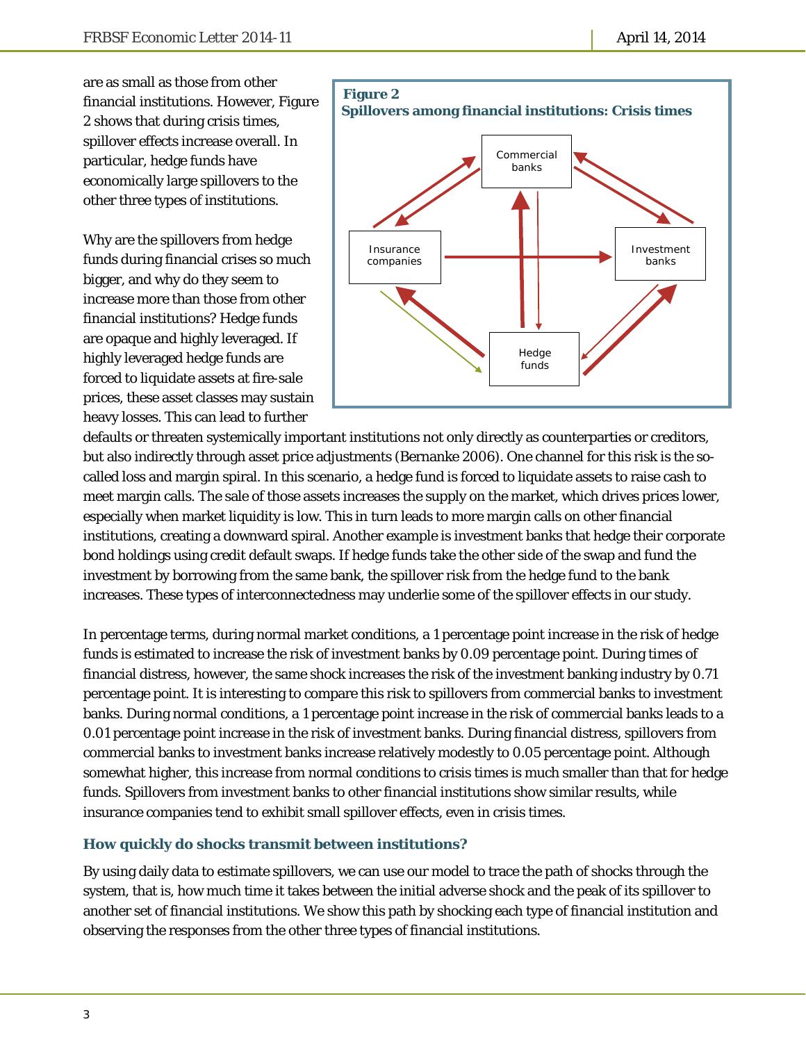are as small as those from other financial institutions. However, Figure 2 shows that during crisis times, spillover effects increase overall. In particular, hedge funds have economically large spillovers to the other three types of institutions.

**Figure 2**
**Spillovers among financial institutions: Crisis times**

Why are the spillovers from hedge funds during financial crises so much bigger, and why do they seem to increase more than those from other financial institutions? Hedge funds are opaque and highly leveraged. If highly leveraged hedge funds are forced to liquidate assets at fire-sale prices, these asset classes may sustain heavy losses. This can lead to further defaults or threaten systemically important institutions not only directly as counterparties or creditors, but also indirectly through asset price adjustments (Bernanke 2006). One channel for this risk is the so-called loss and margin spiral. In this scenario, a hedge fund is forced to liquidate assets to raise cash to meet margin calls. The sale of those assets increases the supply on the market, which drives prices lower, especially when market liquidity is low. This in turn leads to more margin calls on other financial institutions, creating a downward spiral. Another example is investment banks that hedge their corporate bond holdings using credit default swaps. If hedge funds take the other side of the swap and fund the investment by borrowing from the same bank, the spillover risk from the hedge fund to the bank increases. These types of interconnectedness may underlie some of the spillover effects in our study.

In percentage terms, during normal market conditions, a 1 percentage point increase in the risk of hedge funds is estimated to increase the risk of investment banks by 0.09 percentage point. During times of financial distress, however, the same shock increases the risk of the investment banking industry by 0.71 percentage point. It is interesting to compare this risk to spillovers from commercial banks to investment banks. During normal conditions, a 1 percentage point increase in the risk of commercial banks leads to a 0.01 percentage point increase in the risk of investment banks. During financial distress, spillovers from commercial banks to investment banks increase relatively modestly to 0.05 percentage point. Although somewhat higher, this increase from normal conditions to crisis times is much smaller than that for hedge funds. Spillovers from investment banks to other financial institutions show similar results, while insurance companies tend to exhibit small spillover effects, even in crisis times.

### How quickly do shocks transmit between institutions?

By using daily data to estimate spillovers, we can use our model to trace the path of shocks through the system, that is, how much time it takes between the initial adverse shock and the peak of its spillover to another set of financial institutions. We show this path by shocking each type of financial institution and observing the responses from the other three types of financial institutions.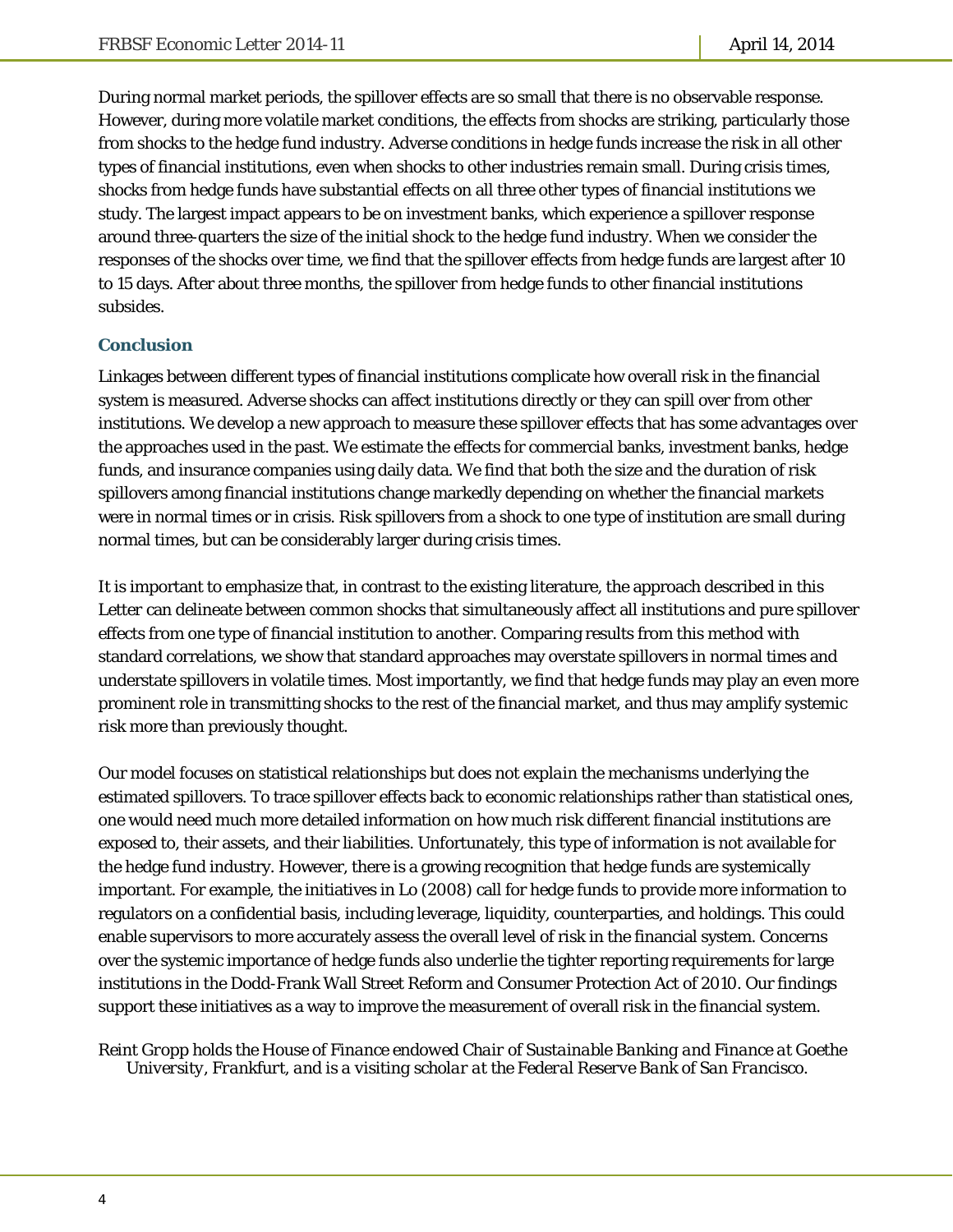During normal market periods, the spillover effects are so small that there is no observable response. However, during more volatile market conditions, the effects from shocks are striking, particularly those from shocks to the hedge fund industry. Adverse conditions in hedge funds increase the risk in all other types of financial institutions, even when shocks to other industries remain small. During crisis times, shocks from hedge funds have substantial effects on all three other types of financial institutions we study. The largest impact appears to be on investment banks, which experience a spillover response around three-quarters the size of the initial shock to the hedge fund industry. When we consider the responses of the shocks over time, we find that the spillover effects from hedge funds are largest after 10 to 15 days. After about three months, the spillover from hedge funds to other financial institutions subsides.

## Conclusion

Linkages between different types of financial institutions complicate how overall risk in the financial system is measured. Adverse shocks can affect institutions directly or they can spill over from other institutions. We develop a new approach to measure these spillover effects that has some advantages over the approaches used in the past. We estimate the effects for commercial banks, investment banks, hedge funds, and insurance companies using daily data. We find that both the size and the duration of risk spillovers among financial institutions change markedly depending on whether the financial markets were in normal times or in crisis. Risk spillovers from a shock to one type of institution are small during normal times, but can be considerably larger during crisis times.

It is important to emphasize that, in contrast to the existing literature, the approach described in this Letter can delineate between common shocks that simultaneously affect all institutions and pure spillover effects from one type of financial institution to another. Comparing results from this method with standard correlations, we show that standard approaches may overstate spillovers in normal times and understate spillovers in volatile times. Most importantly, we find that hedge funds may play an even more prominent role in transmitting shocks to the rest of the financial market, and thus may amplify systemic risk more than previously thought.

Our model focuses on statistical relationships but does not explain the mechanisms underlying the estimated spillovers. To trace spillover effects back to economic relationships rather than statistical ones, one would need much more detailed information on how much risk different financial institutions are exposed to, their assets, and their liabilities. Unfortunately, this type of information is not available for the hedge fund industry. However, there is a growing recognition that hedge funds are systemically important. For example, the initiatives in Lo (2008) call for hedge funds to provide more information to regulators on a confidential basis, including leverage, liquidity, counterparties, and holdings. This could enable supervisors to more accurately assess the overall level of risk in the financial system. Concerns over the systemic importance of hedge funds also underlie the tighter reporting requirements for large institutions in the Dodd-Frank Wall Street Reform and Consumer Protection Act of 2010. Our findings support these initiatives as a way to improve the measurement of overall risk in the financial system.

*Reint Gropp holds the House of Finance endowed Chair of Sustainable Banking and Finance at Goethe University, Frankfurt, and is a visiting scholar at the Federal Reserve Bank of San Francisco.*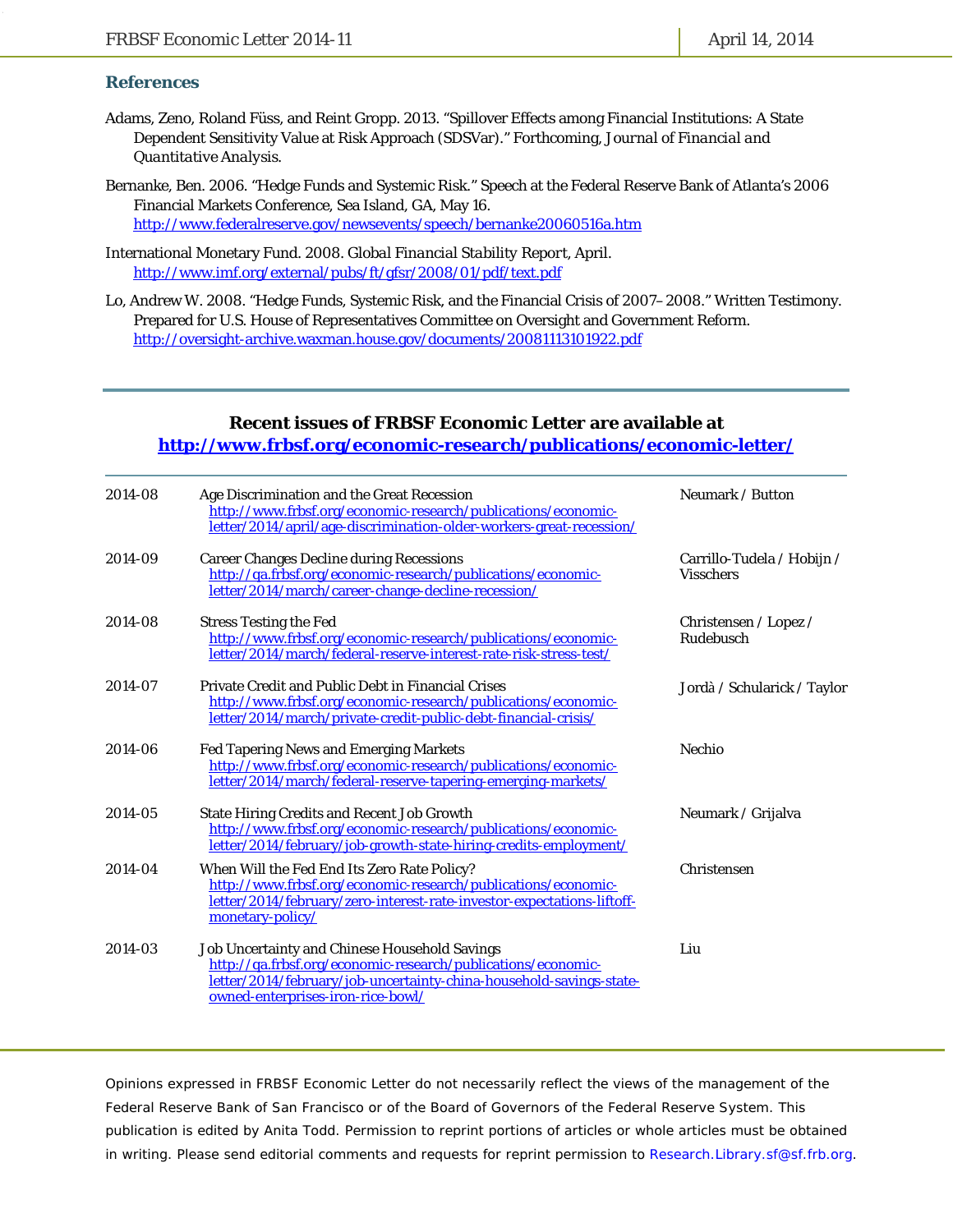## References

Adams, Zeno, Roland Füss, and Reint Gropp. 2013. "Spillover Effects among Financial Institutions: A State Dependent Sensitivity Value at Risk Approach (SDSVar)." Forthcoming, *Journal of Financial and Quantitative Analysis*.

Bernanke, Ben. 2006. "Hedge Funds and Systemic Risk." Speech at the Federal Reserve Bank of Atlanta's 2006 Financial Markets Conference, Sea Island, GA, May 16.
http://www.federalreserve.gov/newsevents/speech/bernanke20060516a.htm

International Monetary Fund. 2008. *Global Financial Stability Report*, April.
http://www.imf.org/external/pubs/ft/gfsr/2008/01/pdf/text.pdf

Lo, Andrew W. 2008. "Hedge Funds, Systemic Risk, and the Financial Crisis of 2007–2008." Written Testimony. Prepared for U.S. House of Representatives Committee on Oversight and Government Reform.
http://oversight-archive.waxman.house.gov/documents/20081113101922.pdf

**Recent issues of FRBSF Economic Letter are available at**
**http://www.frbsf.org/economic-research/publications/economic-letter/**

| | | |
|---|---|---|
| 2014-08 | Age Discrimination and the Great Recession http://www.frbsf.org/economic-research/publications/economic-letter/2014/april/age-discrimination-older-workers-great-recession/ | Neumark / Button |
| 2014-09 | Career Changes Decline during Recessions http://qa.frbsf.org/economic-research/publications/economic-letter/2014/march/career-change-decline-recession/ | Carrillo-Tudela / Hobijn / Visschers |
| 2014-08 | Stress Testing the Fed http://www.frbsf.org/economic-research/publications/economic-letter/2014/march/federal-reserve-interest-rate-risk-stress-test/ | Christensen / Lopez / Rudebusch |
| 2014-07 | Private Credit and Public Debt in Financial Crises http://www.frbsf.org/economic-research/publications/economic-letter/2014/march/private-credit-public-debt-financial-crisis/ | Jordà / Schularick / Taylor |
| 2014-06 | Fed Tapering News and Emerging Markets http://www.frbsf.org/economic-research/publications/economic-letter/2014/march/federal-reserve-tapering-emerging-markets/ | Nechio |
| 2014-05 | State Hiring Credits and Recent Job Growth http://www.frbsf.org/economic-research/publications/economic-letter/2014/february/job-growth-state-hiring-credits-employment/ | Neumark / Grijalva |
| 2014-04 | When Will the Fed End Its Zero Rate Policy? http://www.frbsf.org/economic-research/publications/economic-letter/2014/february/zero-interest-rate-investor-expectations-liftoff-monetary-policy/ | Christensen |
| 2014-03 | Job Uncertainty and Chinese Household Savings http://qa.frbsf.org/economic-research/publications/economic-letter/2014/february/job-uncertainty-china-household-savings-state-owned-enterprises-iron-rice-bowl/ | Liu |

Opinions expressed in FRBSF Economic Letter do not necessarily reflect the views of the management of the Federal Reserve Bank of San Francisco or of the Board of Governors of the Federal Reserve System. This publication is edited by Anita Todd. Permission to reprint portions of articles or whole articles must be obtained in writing. Please send editorial comments and requests for reprint permission to Research.Library.sf@sf.frb.org.